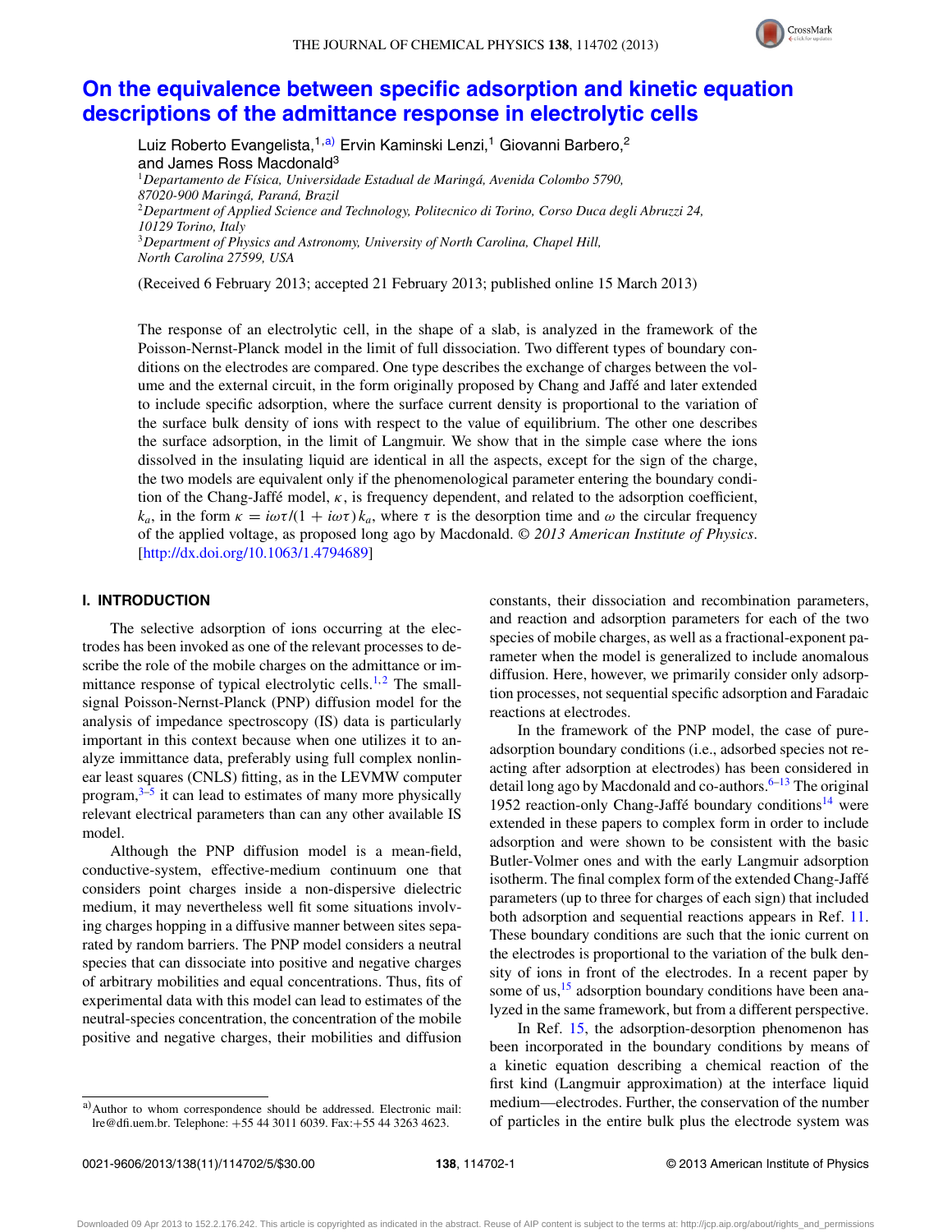# On the equivalence between specific adsorption and kinetic equation descriptions of the admittance response in electrolytic cells

Luiz Roberto Evangelista,[1,a)] Ervin Kaminski Lenzi,[1] Giovanni Barbero,[2] and James Ross Macdonald[3]

[1]*Departamento de Física, Universidade Estadual de Maringá, Avenida Colombo 5790, 87020-900 Maringá, Paraná, Brazil*
[2]*Department of Applied Science and Technology, Politecnico di Torino, Corso Duca degli Abruzzi 24, 10129 Torino, Italy*
[3]*Department of Physics and Astronomy, University of North Carolina, Chapel Hill, North Carolina 27599, USA*

(Received 6 February 2013; accepted 21 February 2013; published online 15 March 2013)

The response of an electrolytic cell, in the shape of a slab, is analyzed in the framework of the Poisson-Nernst-Planck model in the limit of full dissociation. Two different types of boundary conditions on the electrodes are compared. One type describes the exchange of charges between the volume and the external circuit, in the form originally proposed by Chang and Jaffé and later extended to include specific adsorption, where the surface current density is proportional to the variation of the surface bulk density of ions with respect to the value of equilibrium. The other one describes the surface adsorption, in the limit of Langmuir. We show that in the simple case where the ions dissolved in the insulating liquid are identical in all the aspects, except for the sign of the charge, the two models are equivalent only if the phenomenological parameter entering the boundary condition of the Chang-Jaffé model, $\kappa$, is frequency dependent, and related to the adsorption coefficient, $k_a$, in the form $\kappa = i\omega\tau/(1 + i\omega\tau)k_a$, where $\tau$ is the desorption time and $\omega$ the circular frequency of the applied voltage, as proposed long ago by Macdonald. *© 2013 American Institute of Physics*. [http://dx.doi.org/10.1063/1.4794689]

## I. INTRODUCTION

The selective adsorption of ions occurring at the electrodes has been invoked as one of the relevant processes to describe the role of the mobile charges on the admittance or immittance response of typical electrolytic cells.[1,2] The small-signal Poisson-Nernst-Planck (PNP) diffusion model for the analysis of impedance spectroscopy (IS) data is particularly important in this context because when one utilizes it to analyze immittance data, preferably using full complex nonlinear least squares (CNLS) fitting, as in the LEVMW computer program,[3–5] it can lead to estimates of many more physically relevant electrical parameters than can any other available IS model.

Although the PNP diffusion model is a mean-field, conductive-system, effective-medium continuum one that considers point charges inside a non-dispersive dielectric medium, it may nevertheless well fit some situations involving charges hopping in a diffusive manner between sites separated by random barriers. The PNP model considers a neutral species that can dissociate into positive and negative charges of arbitrary mobilities and equal concentrations. Thus, fits of experimental data with this model can lead to estimates of the neutral-species concentration, the concentration of the mobile positive and negative charges, their mobilities and diffusion constants, their dissociation and recombination parameters, and reaction and adsorption parameters for each of the two species of mobile charges, as well as a fractional-exponent parameter when the model is generalized to include anomalous diffusion. Here, however, we primarily consider only adsorption processes, not sequential specific adsorption and Faradaic reactions at electrodes.

In the framework of the PNP model, the case of pure-adsorption boundary conditions (i.e., adsorbed species not reacting after adsorption at electrodes) has been considered in detail long ago by Macdonald and co-authors.[6–13] The original 1952 reaction-only Chang-Jaffé boundary conditions[14] were extended in these papers to complex form in order to include adsorption and were shown to be consistent with the basic Butler-Volmer ones and with the early Langmuir adsorption isotherm. The final complex form of the extended Chang-Jaffé parameters (up to three for charges of each sign) that included both adsorption and sequential reactions appears in Ref. 11. These boundary conditions are such that the ionic current on the electrodes is proportional to the variation of the bulk density of ions in front of the electrodes. In a recent paper by some of us,[15] adsorption boundary conditions have been analyzed in the same framework, but from a different perspective.

In Ref. 15, the adsorption-desorption phenomenon has been incorporated in the boundary conditions by means of a kinetic equation describing a chemical reaction of the first kind (Langmuir approximation) at the interface liquid medium—electrodes. Further, the conservation of the number of particles in the entire bulk plus the electrode system was

[a)] Author to whom correspondence should be addressed. Electronic mail: lre@dfi.uem.br. Telephone: +55 44 3011 6039. Fax:+55 44 3263 4623.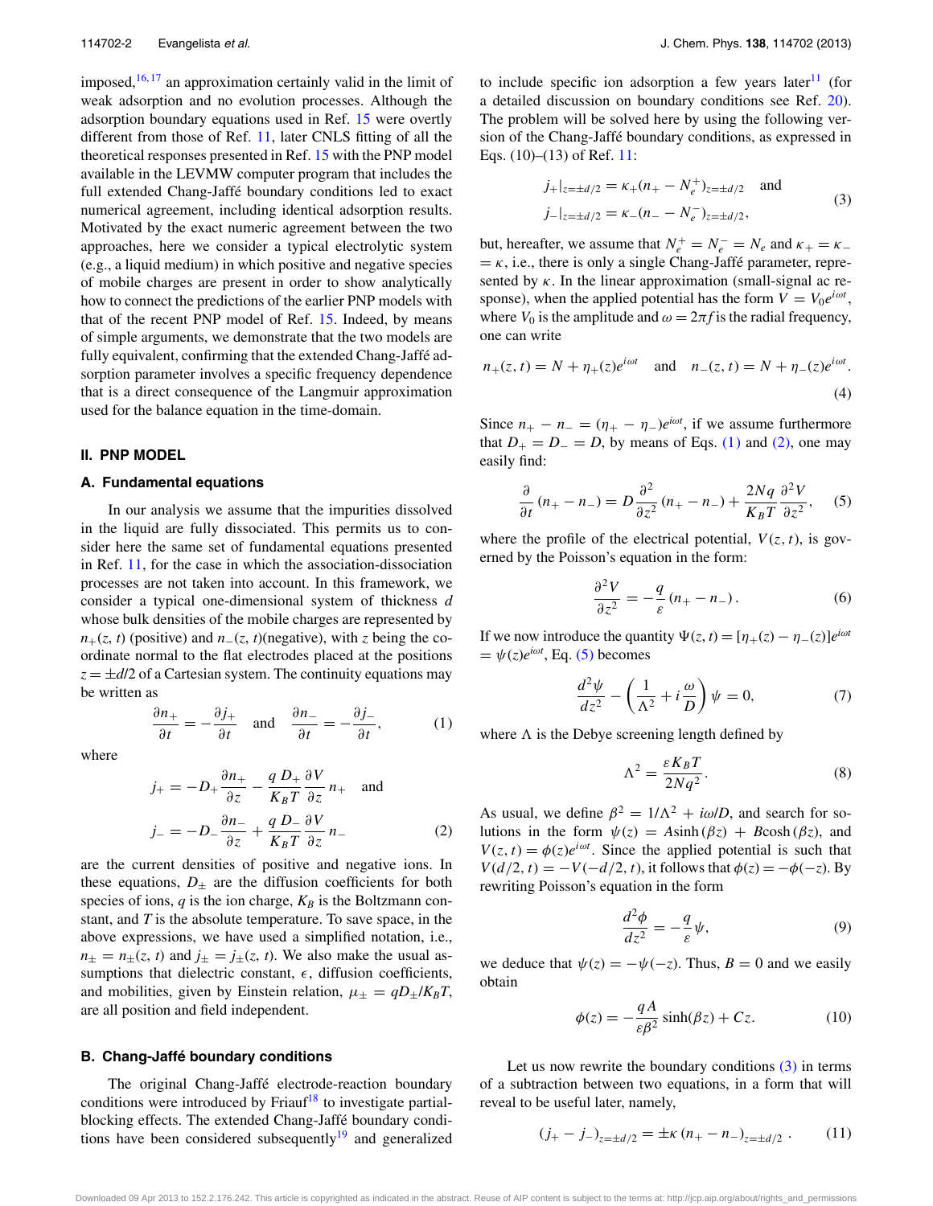imposed,[16,17] an approximation certainly valid in the limit of weak adsorption and no evolution processes. Although the adsorption boundary equations used in Ref. 15 were overtly different from those of Ref. 11, later CNLS fitting of all the theoretical responses presented in Ref. 15 with the PNP model available in the LEVMW computer program that includes the full extended Chang-Jaffé boundary conditions led to exact numerical agreement, including identical adsorption results. Motivated by the exact numeric agreement between the two approaches, here we consider a typical electrolytic system (e.g., a liquid medium) in which positive and negative species of mobile charges are present in order to show analytically how to connect the predictions of the earlier PNP models with that of the recent PNP model of Ref. 15. Indeed, by means of simple arguments, we demonstrate that the two models are fully equivalent, confirming that the extended Chang-Jaffé adsorption parameter involves a specific frequency dependence that is a direct consequence of the Langmuir approximation used for the balance equation in the time-domain.

## II. PNP MODEL

### A. Fundamental equations

In our analysis we assume that the impurities dissolved in the liquid are fully dissociated. This permits us to consider here the same set of fundamental equations presented in Ref. 11, for the case in which the association-dissociation processes are not taken into account. In this framework, we consider a typical one-dimensional system of thickness $d$ whose bulk densities of the mobile charges are represented by $n_+(z, t)$ (positive) and $n_-(z, t)$(negative), with $z$ being the coordinate normal to the flat electrodes placed at the positions $z = \pm d/2$ of a Cartesian system. The continuity equations may be written as

$$\frac{\partial n_+}{\partial t} = -\frac{\partial j_+}{\partial t} \quad \text{and} \quad \frac{\partial n_-}{\partial t} = -\frac{\partial j_-}{\partial t}, \tag{1}$$

where

$$j_+ = -D_+\frac{\partial n_+}{\partial z} - \frac{q\,D_+}{K_B T}\frac{\partial V}{\partial z}n_+ \quad \text{and}$$
$$j_- = -D_-\frac{\partial n_-}{\partial z} + \frac{q\,D_-}{K_B T}\frac{\partial V}{\partial z}n_- \tag{2}$$

are the current densities of positive and negative ions. In these equations, $D_\pm$ are the diffusion coefficients for both species of ions, $q$ is the ion charge, $K_B$ is the Boltzmann constant, and $T$ is the absolute temperature. To save space, in the above expressions, we have used a simplified notation, i.e., $n_\pm = n_\pm(z, t)$ and $j_\pm = j_\pm(z, t)$. We also make the usual assumptions that dielectric constant, $\epsilon$, diffusion coefficients, and mobilities, given by Einstein relation, $\mu_\pm = qD_\pm/K_B T$, are all position and field independent.

### B. Chang-Jaffé boundary conditions

The original Chang-Jaffé electrode-reaction boundary conditions were introduced by Friauf[18] to investigate partial-blocking effects. The extended Chang-Jaffé boundary conditions have been considered subsequently[19] and generalized to include specific ion adsorption a few years later[11] (for a detailed discussion on boundary conditions see Ref. 20). The problem will be solved here by using the following version of the Chang-Jaffé boundary conditions, as expressed in Eqs. (10)–(13) of Ref. 11:

$$j_+|_{z=\pm d/2} = \kappa_+(n_+ - N_e^+)_{z=\pm d/2} \quad \text{and}$$
$$j_-|_{z=\pm d/2} = \kappa_-(n_- - N_e^-)_{z=\pm d/2}, \tag{3}$$

but, hereafter, we assume that $N_e^+ = N_e^- = N_e$ and $\kappa_+ = \kappa_- = \kappa$, i.e., there is only a single Chang-Jaffé parameter, represented by $\kappa$. In the linear approximation (small-signal ac response), when the applied potential has the form $V = V_0 e^{i\omega t}$, where $V_0$ is the amplitude and $\omega = 2\pi f$ is the radial frequency, one can write

$$n_+(z, t) = N + \eta_+(z)e^{i\omega t} \quad \text{and} \quad n_-(z, t) = N + \eta_-(z)e^{i\omega t}. \tag{4}$$

Since $n_+ - n_- = (\eta_+ - \eta_-)e^{i\omega t}$, if we assume furthermore that $D_+ = D_- = D$, by means of Eqs. (1) and (2), one may easily find:

$$\frac{\partial}{\partial t}(n_+ - n_-) = D\frac{\partial^2}{\partial z^2}(n_+ - n_-) + \frac{2Nq}{K_B T}\frac{\partial^2 V}{\partial z^2}, \tag{5}$$

where the profile of the electrical potential, $V(z, t)$, is governed by the Poisson's equation in the form:

$$\frac{\partial^2 V}{\partial z^2} = -\frac{q}{\varepsilon}(n_+ - n_-). \tag{6}$$

If we now introduce the quantity $\Psi(z, t) = [\eta_+(z) - \eta_-(z)]e^{i\omega t} = \psi(z)e^{i\omega t}$, Eq. (5) becomes

$$\frac{d^2\psi}{dz^2} - \left(\frac{1}{\Lambda^2} + i\frac{\omega}{D}\right)\psi = 0, \tag{7}$$

where $\Lambda$ is the Debye screening length defined by

$$\Lambda^2 = \frac{\varepsilon K_B T}{2Nq^2}. \tag{8}$$

As usual, we define $\beta^2 = 1/\Lambda^2 + i\omega/D$, and search for solutions in the form $\psi(z) = A\sinh(\beta z) + B\cosh(\beta z)$, and $V(z, t) = \phi(z)e^{i\omega t}$. Since the applied potential is such that $V(d/2, t) = -V(-d/2, t)$, it follows that $\phi(z) = -\phi(-z)$. By rewriting Poisson's equation in the form

$$\frac{d^2\phi}{dz^2} = -\frac{q}{\varepsilon}\psi, \tag{9}$$

we deduce that $\psi(z) = -\psi(-z)$. Thus, $B = 0$ and we easily obtain

$$\phi(z) = -\frac{qA}{\varepsilon\beta^2}\sinh(\beta z) + Cz. \tag{10}$$

Let us now rewrite the boundary conditions (3) in terms of a subtraction between two equations, in a form that will reveal to be useful later, namely,

$$(j_+ - j_-)_{z=\pm d/2} = \pm\kappa\,(n_+ - n_-)_{z=\pm d/2}\,. \tag{11}$$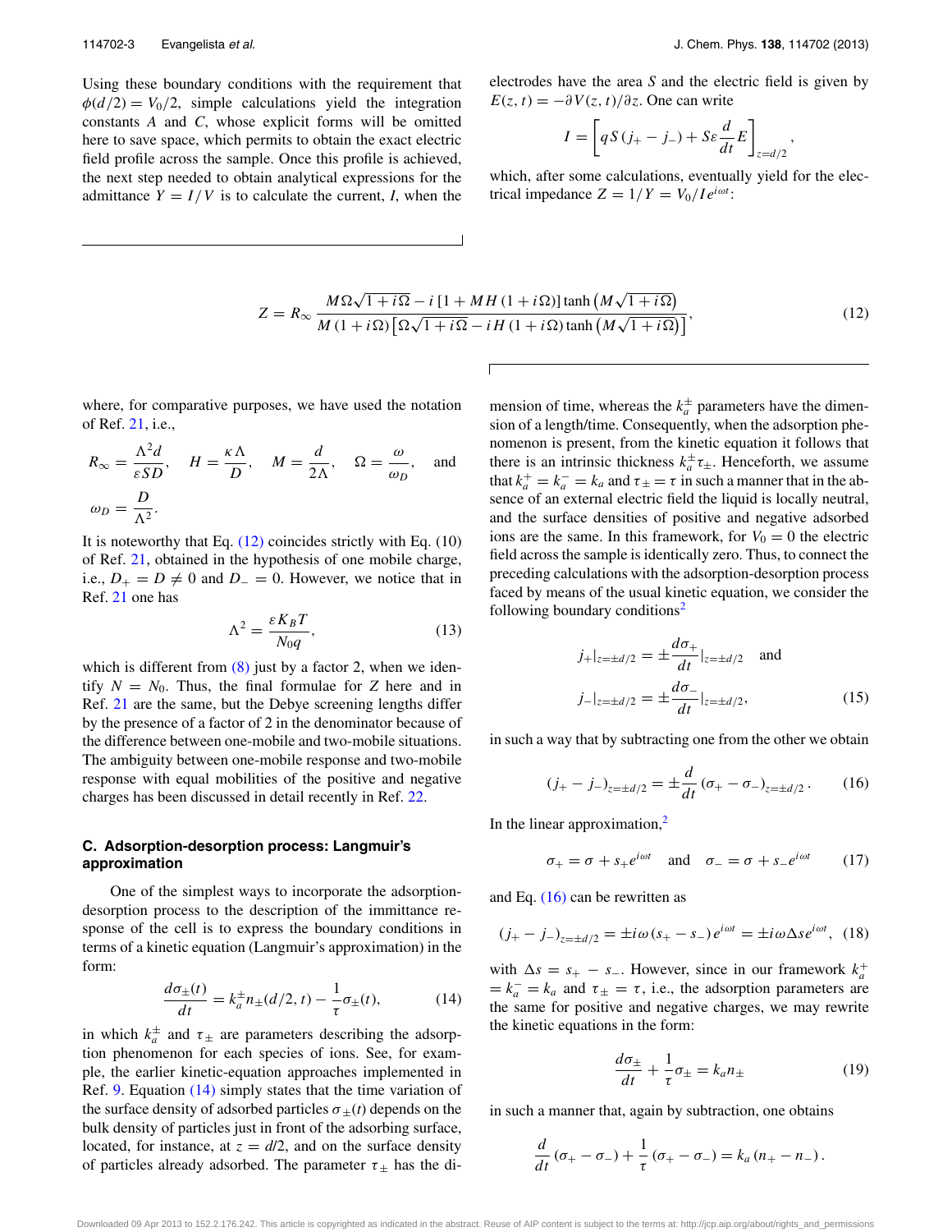Using these boundary conditions with the requirement that $\phi(d/2) = V_0/2$, simple calculations yield the integration constants $A$ and $C$, whose explicit forms will be omitted here to save space, which permits to obtain the exact electric field profile across the sample. Once this profile is achieved, the next step needed to obtain analytical expressions for the admittance $Y = I/V$ is to calculate the current, $I$, when the electrodes have the area $S$ and the electric field is given by $E(z,t) = -\partial V(z,t)/\partial z$. One can write

$$I = \left[ qS(j_+ - j_-) + S\varepsilon \frac{d}{dt} E \right]_{z=d/2},$$

which, after some calculations, eventually yield for the electrical impedance $Z = 1/Y = V_0/I e^{i\omega t}$:

$$Z = R_\infty \frac{M\Omega\sqrt{1+i\Omega} - i\left[1 + MH(1+i\Omega)\right]\tanh\left(M\sqrt{1+i\Omega}\right)}{M(1+i\Omega)\left[\Omega\sqrt{1+i\Omega} - iH(1+i\Omega)\tanh\left(M\sqrt{1+i\Omega}\right)\right]}, \tag{12}$$

where, for comparative purposes, we have used the notation of Ref. 21, i.e.,

$$R_\infty = \frac{\Lambda^2 d}{\varepsilon S D}, \quad H = \frac{\kappa \Lambda}{D}, \quad M = \frac{d}{2\Lambda}, \quad \Omega = \frac{\omega}{\omega_D}, \quad \text{and}$$

$$\omega_D = \frac{D}{\Lambda^2}.$$

It is noteworthy that Eq. (12) coincides strictly with Eq. (10) of Ref. 21, obtained in the hypothesis of one mobile charge, i.e., $D_+ = D \neq 0$ and $D_- = 0$. However, we notice that in Ref. 21 one has

$$\Lambda^2 = \frac{\varepsilon K_B T}{N_0 q}, \tag{13}$$

which is different from (8) just by a factor 2, when we identify $N = N_0$. Thus, the final formulae for $Z$ here and in Ref. 21 are the same, but the Debye screening lengths differ by the presence of a factor of 2 in the denominator because of the difference between one-mobile and two-mobile situations. The ambiguity between one-mobile response and two-mobile response with equal mobilities of the positive and negative charges has been discussed in detail recently in Ref. 22.

### C. Adsorption-desorption process: Langmuir's approximation

One of the simplest ways to incorporate the adsorption-desorption process to the description of the immittance response of the cell is to express the boundary conditions in terms of a kinetic equation (Langmuir's approximation) in the form:

$$\frac{d\sigma_\pm(t)}{dt} = k_a^\pm n_\pm(d/2,t) - \frac{1}{\tau}\sigma_\pm(t), \tag{14}$$

in which $k_a^\pm$ and $\tau_\pm$ are parameters describing the adsorption phenomenon for each species of ions. See, for example, the earlier kinetic-equation approaches implemented in Ref. 9. Equation (14) simply states that the time variation of the surface density of adsorbed particles $\sigma_\pm(t)$ depends on the bulk density of particles just in front of the adsorbing surface, located, for instance, at $z = d/2$, and on the surface density of particles already adsorbed. The parameter $\tau_\pm$ has the dimension of time, whereas the $k_a^\pm$ parameters have the dimension of a length/time. Consequently, when the adsorption phenomenon is present, from the kinetic equation it follows that there is an intrinsic thickness $k_a^\pm \tau_\pm$. Henceforth, we assume that $k_a^+ = k_a^- = k_a$ and $\tau_\pm = \tau$ in such a manner that in the absence of an external electric field the liquid is locally neutral, and the surface densities of positive and negative adsorbed ions are the same. In this framework, for $V_0 = 0$ the electric field across the sample is identically zero. Thus, to connect the preceding calculations with the adsorption-desorption process faced by means of the usual kinetic equation, we consider the following boundary conditions[2]

$$j_+|_{z=\pm d/2} = \pm \frac{d\sigma_+}{dt}|_{z=\pm d/2} \quad \text{and}$$

$$j_-|_{z=\pm d/2} = \pm \frac{d\sigma_-}{dt}|_{z=\pm d/2}, \tag{15}$$

in such a way that by subtracting one from the other we obtain

$$(j_+ - j_-)_{z=\pm d/2} = \pm \frac{d}{dt}(\sigma_+ - \sigma_-)_{z=\pm d/2}. \tag{16}$$

In the linear approximation,[2]

$$\sigma_+ = \sigma + s_+ e^{i\omega t} \quad \text{and} \quad \sigma_- = \sigma + s_- e^{i\omega t} \tag{17}$$

and Eq. (16) can be rewritten as

$$(j_+ - j_-)_{z=\pm d/2} = \pm i\omega(s_+ - s_-)e^{i\omega t} = \pm i\omega \Delta s e^{i\omega t}, \tag{18}$$

with $\Delta s = s_+ - s_-$. However, since in our framework $k_a^+ = k_a^- = k_a$ and $\tau_\pm = \tau$, i.e., the adsorption parameters are the same for positive and negative charges, we may rewrite the kinetic equations in the form:

$$\frac{d\sigma_\pm}{dt} + \frac{1}{\tau}\sigma_\pm = k_a n_\pm \tag{19}$$

in such a manner that, again by subtraction, one obtains

$$\frac{d}{dt}(\sigma_+ - \sigma_-) + \frac{1}{\tau}(\sigma_+ - \sigma_-) = k_a(n_+ - n_-).$$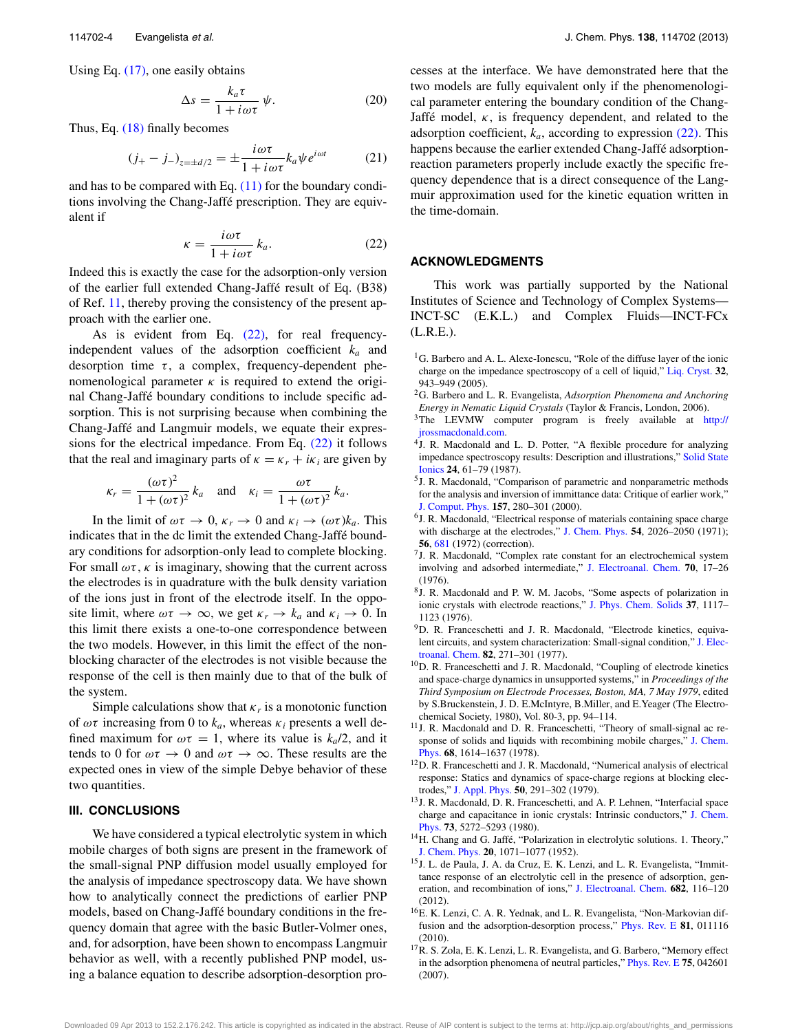Using Eq. (17), one easily obtains

$$\Delta s = \frac{k_a \tau}{1 + i\omega\tau}\,\psi. \tag{20}$$

Thus, Eq. (18) finally becomes

$$(j_+ - j_-)_{z=\pm d/2} = \pm \frac{i\omega\tau}{1 + i\omega\tau} k_a \psi e^{i\omega t} \tag{21}$$

and has to be compared with Eq. (11) for the boundary conditions involving the Chang-Jaffé prescription. They are equivalent if

$$\kappa = \frac{i\omega\tau}{1 + i\omega\tau}\, k_a. \tag{22}$$

Indeed this is exactly the case for the adsorption-only version of the earlier full extended Chang-Jaffé result of Eq. (B38) of Ref. 11, thereby proving the consistency of the present approach with the earlier one.

As is evident from Eq. (22), for real frequency-independent values of the adsorption coefficient $k_a$ and desorption time $\tau$, a complex, frequency-dependent phenomenological parameter $\kappa$ is required to extend the original Chang-Jaffé boundary conditions to include specific adsorption. This is not surprising because when combining the Chang-Jaffé and Langmuir models, we equate their expressions for the electrical impedance. From Eq. (22) it follows that the real and imaginary parts of $\kappa = \kappa_r + i\kappa_i$ are given by

$$\kappa_r = \frac{(\omega\tau)^2}{1 + (\omega\tau)^2}\, k_a \quad \text{and} \quad \kappa_i = \frac{\omega\tau}{1 + (\omega\tau)^2}\, k_a.$$

In the limit of $\omega\tau \to 0$, $\kappa_r \to 0$ and $\kappa_i \to (\omega\tau)k_a$. This indicates that in the dc limit the extended Chang-Jaffé boundary conditions for adsorption-only lead to complete blocking. For small $\omega\tau$, $\kappa$ is imaginary, showing that the current across the electrodes is in quadrature with the bulk density variation of the ions just in front of the electrode itself. In the opposite limit, where $\omega\tau \to \infty$, we get $\kappa_r \to k_a$ and $\kappa_i \to 0$. In this limit there exists a one-to-one correspondence between the two models. However, in this limit the effect of the non-blocking character of the electrodes is not visible because the response of the cell is then mainly due to that of the bulk of the system.

Simple calculations show that $\kappa_r$ is a monotonic function of $\omega\tau$ increasing from 0 to $k_a$, whereas $\kappa_i$ presents a well defined maximum for $\omega\tau = 1$, where its value is $k_a/2$, and it tends to 0 for $\omega\tau \to 0$ and $\omega\tau \to \infty$. These results are the expected ones in view of the simple Debye behavior of these two quantities.

## III. CONCLUSIONS

We have considered a typical electrolytic system in which mobile charges of both signs are present in the framework of the small-signal PNP diffusion model usually employed for the analysis of impedance spectroscopy data. We have shown how to analytically connect the predictions of earlier PNP models, based on Chang-Jaffé boundary conditions in the frequency domain that agree with the basic Butler-Volmer ones, and, for adsorption, have been shown to encompass Langmuir behavior as well, with a recently published PNP model, using a balance equation to describe adsorption-desorption processes at the interface. We have demonstrated here that the two models are fully equivalent only if the phenomenological parameter entering the boundary condition of the Chang-Jaffé model, $\kappa$, is frequency dependent, and related to the adsorption coefficient, $k_a$, according to expression (22). This happens because the earlier extended Chang-Jaffé adsorption-reaction parameters properly include exactly the specific frequency dependence that is a direct consequence of the Langmuir approximation used for the kinetic equation written in the time-domain.

## ACKNOWLEDGMENTS

This work was partially supported by the National Institutes of Science and Technology of Complex Systems—INCT-SC (E.K.L.) and Complex Fluids—INCT-FCx (L.R.E.).

[1] G. Barbero and A. L. Alexe-Ionescu, "Role of the diffuse layer of the ionic charge on the impedance spectroscopy of a cell of liquid," Liq. Cryst. **32**, 943–949 (2005).

[2] G. Barbero and L. R. Evangelista, *Adsorption Phenomena and Anchoring Energy in Nematic Liquid Crystals* (Taylor & Francis, London, 2006).

[3] The LEVMW computer program is freely available at http://jrossmacdonald.com.

[4] J. R. Macdonald and L. D. Potter, "A flexible procedure for analyzing impedance spectroscopy results: Description and illustrations," Solid State Ionics **24**, 61–79 (1987).

[5] J. R. Macdonald, "Comparison of parametric and nonparametric methods for the analysis and inversion of immittance data: Critique of earlier work," J. Comput. Phys. **157**, 280–301 (2000).

[6] J. R. Macdonald, "Electrical response of materials containing space charge with discharge at the electrodes," J. Chem. Phys. **54**, 2026–2050 (1971); **56**, 681 (1972) (correction).

[7] J. R. Macdonald, "Complex rate constant for an electrochemical system involving and adsorbed intermediate," J. Electroanal. Chem. **70**, 17–26 (1976).

[8] J. R. Macdonald and P. W. M. Jacobs, "Some aspects of polarization in ionic crystals with electrode reactions," J. Phys. Chem. Solids **37**, 1117–1123 (1976).

[9] D. R. Franceschetti and J. R. Macdonald, "Electrode kinetics, equivalent circuits, and system characterization: Small-signal condition," J. Electroanal. Chem. **82**, 271–301 (1977).

[10] D. R. Franceschetti and J. R. Macdonald, "Coupling of electrode kinetics and space-charge dynamics in unsupported systems," in *Proceedings of the Third Symposium on Electrode Processes, Boston, MA, 7 May 1979*, edited by S.Bruckenstein, J. D. E.McIntyre, B.Miller, and E.Yeager (The Electrochemical Society, 1980), Vol. 80-3, pp. 94–114.

[11] J. R. Macdonald and D. R. Franceschetti, "Theory of small-signal ac response of solids and liquids with recombining mobile charges," J. Chem. Phys. **68**, 1614–1637 (1978).

[12] D. R. Franceschetti and J. R. Macdonald, "Numerical analysis of electrical response: Statics and dynamics of space-charge regions at blocking electrodes," J. Appl. Phys. **50**, 291–302 (1979).

[13] J. R. Macdonald, D. R. Franceschetti, and A. P. Lehnen, "Interfacial space charge and capacitance in ionic crystals: Intrinsic conductors," J. Chem. Phys. **73**, 5272–5293 (1980).

[14] H. Chang and G. Jaffé, "Polarization in electrolytic solutions. 1. Theory," J. Chem. Phys. **20**, 1071–1077 (1952).

[15] J. L. de Paula, J. A. da Cruz, E. K. Lenzi, and L. R. Evangelista, "Immittance response of an electrolytic cell in the presence of adsorption, generation, and recombination of ions," J. Electroanal. Chem. **682**, 116–120 (2012).

[16] E. K. Lenzi, C. A. R. Yednak, and L. R. Evangelista, "Non-Markovian diffusion and the adsorption-desorption process," Phys. Rev. E **81**, 011116 (2010).

[17] R. S. Zola, E. K. Lenzi, L. R. Evangelista, and G. Barbero, "Memory effect in the adsorption phenomena of neutral particles," Phys. Rev. E **75**, 042601 (2007).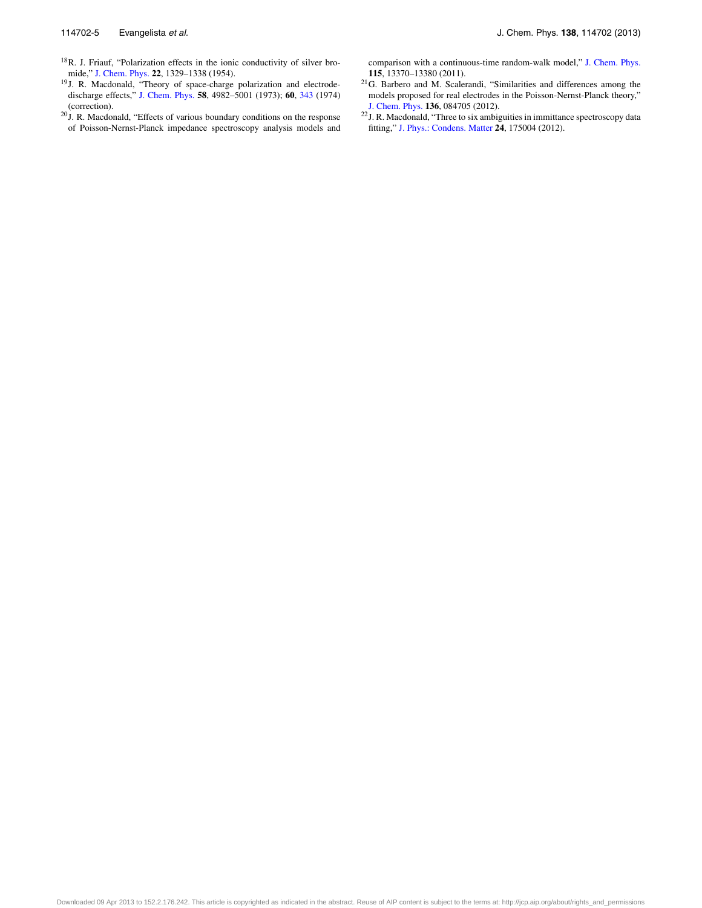[18] R. J. Friauf, "Polarization effects in the ionic conductivity of silver bromide," J. Chem. Phys. **22**, 1329–1338 (1954).

[19] J. R. Macdonald, "Theory of space-charge polarization and electrode-discharge effects," J. Chem. Phys. **58**, 4982–5001 (1973); **60**, 343 (1974) (correction).

[20] J. R. Macdonald, "Effects of various boundary conditions on the response of Poisson-Nernst-Planck impedance spectroscopy analysis models and comparison with a continuous-time random-walk model," J. Chem. Phys. **115**, 13370–13380 (2011).

[21] G. Barbero and M. Scalerandi, "Similarities and differences among the models proposed for real electrodes in the Poisson-Nernst-Planck theory," J. Chem. Phys. **136**, 084705 (2012).

[22] J. R. Macdonald, "Three to six ambiguities in immittance spectroscopy data fitting," J. Phys.: Condens. Matter **24**, 175004 (2012).